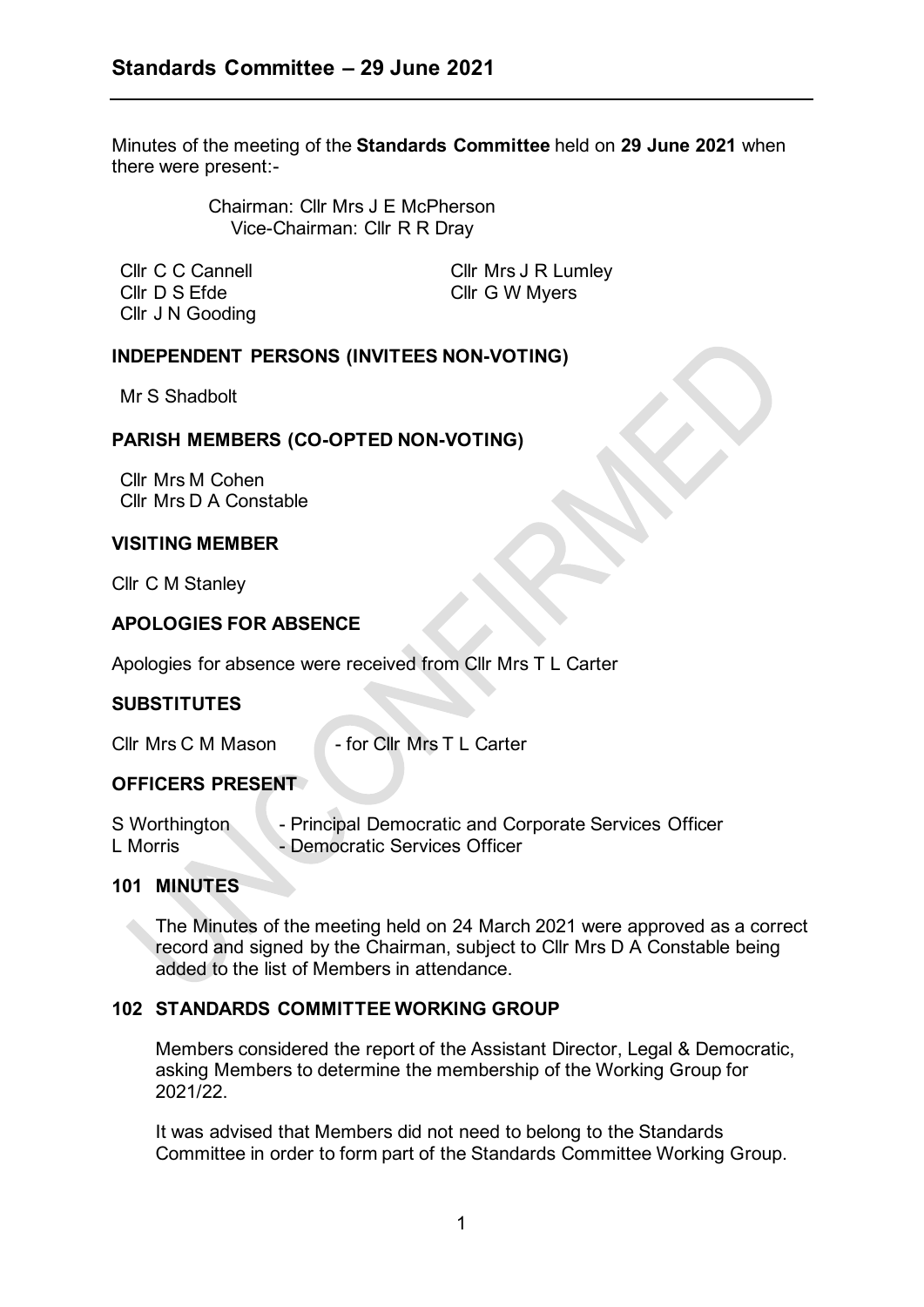# Standards Committee – 29 June 2021

Minutes of the meeting of the **Standards Committee** held on **29 June 2021** when there were present:-

Chairman: Cllr Mrs J E McPherson
Vice-Chairman: Cllr R R Dray

Cllr C C Cannell
Cllr D S Efde
Cllr J N Gooding
Cllr Mrs J R Lumley
Cllr G W Myers

## INDEPENDENT PERSONS (INVITEES NON-VOTING)

Mr S Shadbolt

## PARISH MEMBERS (CO-OPTED NON-VOTING)

Cllr Mrs M Cohen
Cllr Mrs D A Constable

## VISITING MEMBER

Cllr C M Stanley

## APOLOGIES FOR ABSENCE

Apologies for absence were received from Cllr Mrs T L Carter

## SUBSTITUTES

Cllr Mrs C M Mason - for Cllr Mrs T L Carter

## OFFICERS PRESENT

S Worthington - Principal Democratic and Corporate Services Officer
L Morris - Democratic Services Officer

## 101 MINUTES

The Minutes of the meeting held on 24 March 2021 were approved as a correct record and signed by the Chairman, subject to Cllr Mrs D A Constable being added to the list of Members in attendance.

## 102 STANDARDS COMMITTEE WORKING GROUP

Members considered the report of the Assistant Director, Legal & Democratic, asking Members to determine the membership of the Working Group for 2021/22.

It was advised that Members did not need to belong to the Standards Committee in order to form part of the Standards Committee Working Group.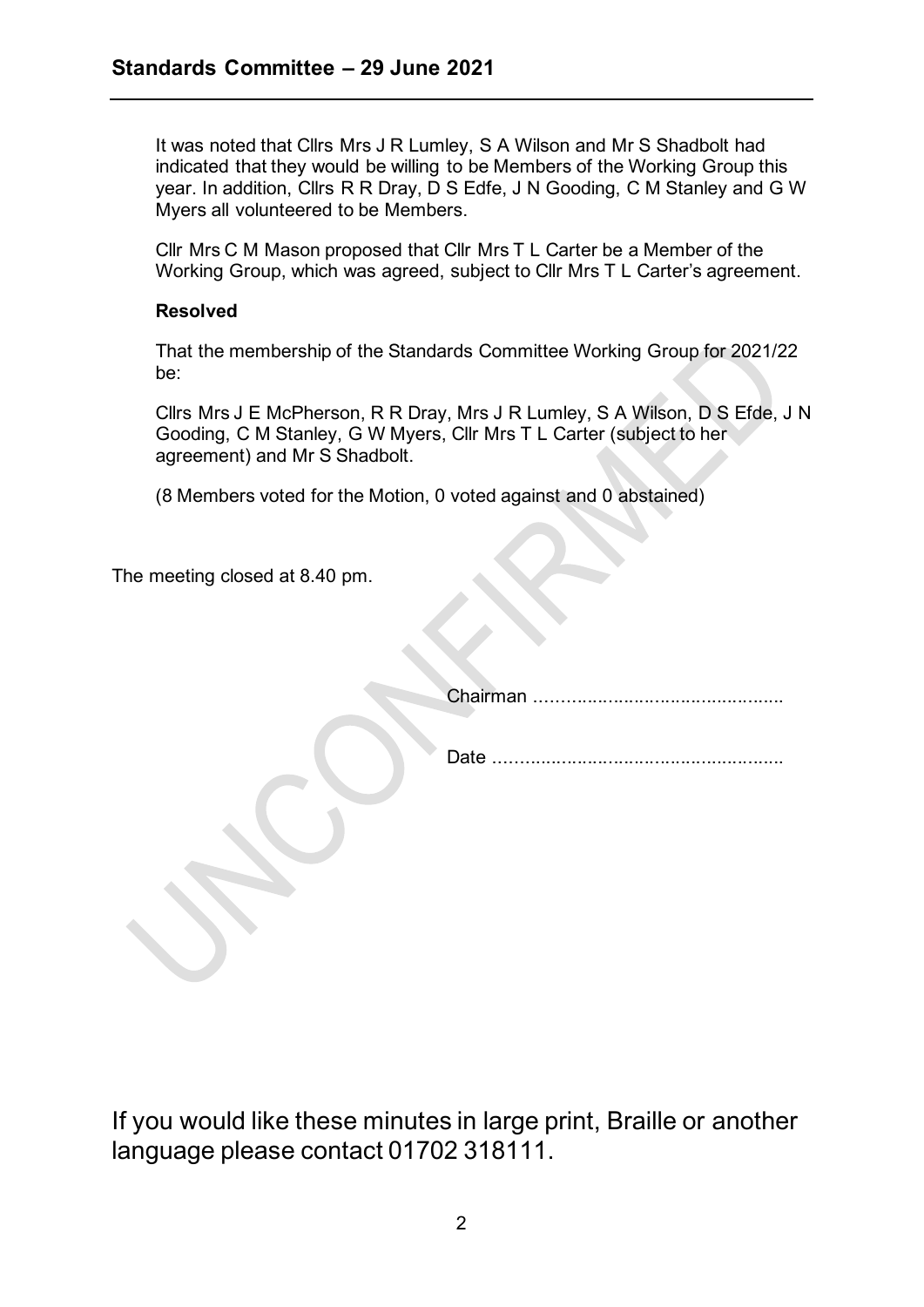It was noted that Cllrs Mrs J R Lumley, S A Wilson and Mr S Shadbolt had indicated that they would be willing to be Members of the Working Group this year. In addition, Cllrs R R Dray, D S Edfe, J N Gooding, C M Stanley and G W Myers all volunteered to be Members.

Cllr Mrs C M Mason proposed that Cllr Mrs T L Carter be a Member of the Working Group, which was agreed, subject to Cllr Mrs T L Carter's agreement.

**Resolved**

That the membership of the Standards Committee Working Group for 2021/22 be:

Cllrs Mrs J E McPherson, R R Dray, Mrs J R Lumley, S A Wilson, D S Efde, J N Gooding, C M Stanley, G W Myers, Cllr Mrs T L Carter (subject to her agreement) and Mr S Shadbolt.

(8 Members voted for the Motion, 0 voted against and 0 abstained)

The meeting closed at 8.40 pm.

Chairman ................................................

Date .......................................................

UNCONFIRMED

If you would like these minutes in large print, Braille or another language please contact 01702 318111.